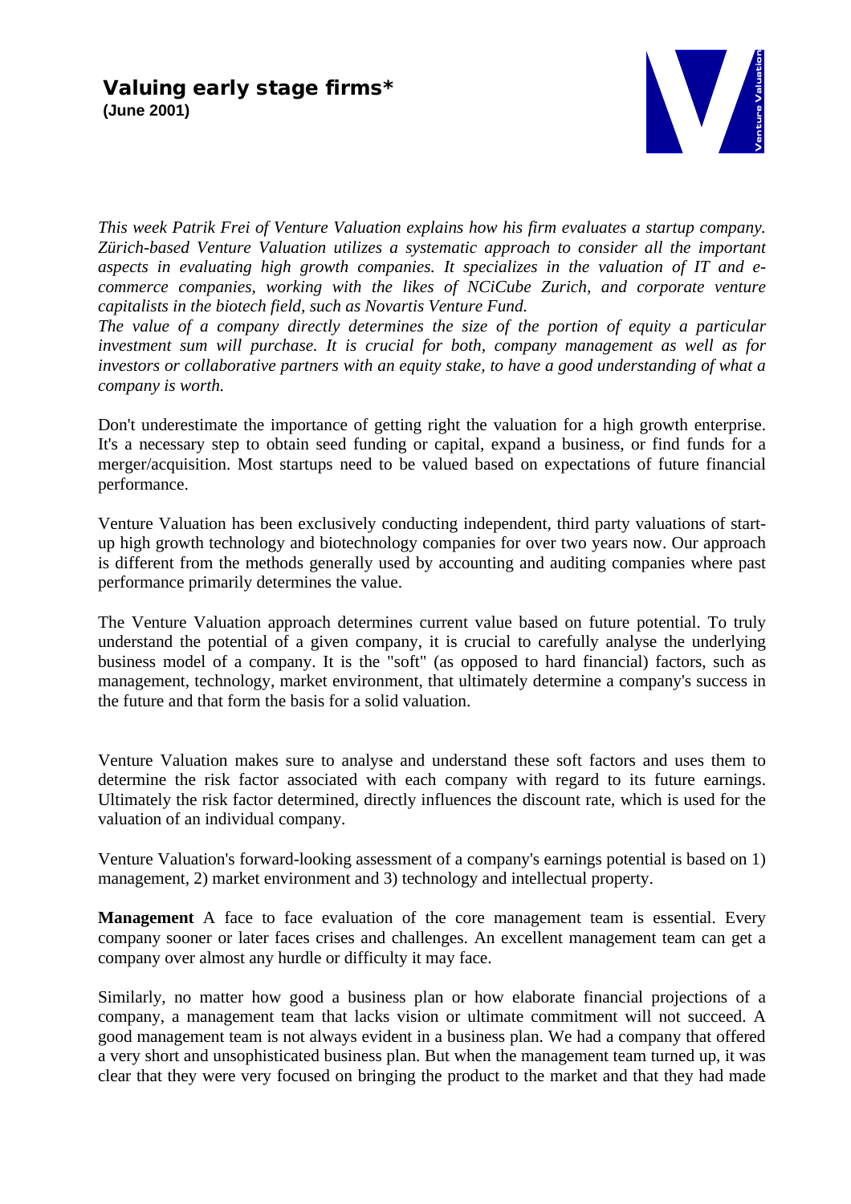# Valuing early stage firms*

**(June 2001)**

*This week Patrik Frei of Venture Valuation explains how his firm evaluates a startup company. Zürich-based Venture Valuation utilizes a systematic approach to consider all the important aspects in evaluating high growth companies. It specializes in the valuation of IT and e-commerce companies, working with the likes of NCiCube Zurich, and corporate venture capitalists in the biotech field, such as Novartis Venture Fund.*

*The value of a company directly determines the size of the portion of equity a particular investment sum will purchase. It is crucial for both, company management as well as for investors or collaborative partners with an equity stake, to have a good understanding of what a company is worth.*

Don't underestimate the importance of getting right the valuation for a high growth enterprise. It's a necessary step to obtain seed funding or capital, expand a business, or find funds for a merger/acquisition. Most startups need to be valued based on expectations of future financial performance.

Venture Valuation has been exclusively conducting independent, third party valuations of start-up high growth technology and biotechnology companies for over two years now. Our approach is different from the methods generally used by accounting and auditing companies where past performance primarily determines the value.

The Venture Valuation approach determines current value based on future potential. To truly understand the potential of a given company, it is crucial to carefully analyse the underlying business model of a company. It is the "soft" (as opposed to hard financial) factors, such as management, technology, market environment, that ultimately determine a company's success in the future and that form the basis for a solid valuation.

Venture Valuation makes sure to analyse and understand these soft factors and uses them to determine the risk factor associated with each company with regard to its future earnings. Ultimately the risk factor determined, directly influences the discount rate, which is used for the valuation of an individual company.

Venture Valuation's forward-looking assessment of a company's earnings potential is based on 1) management, 2) market environment and 3) technology and intellectual property.

**Management** A face to face evaluation of the core management team is essential. Every company sooner or later faces crises and challenges. An excellent management team can get a company over almost any hurdle or difficulty it may face.

Similarly, no matter how good a business plan or how elaborate financial projections of a company, a management team that lacks vision or ultimate commitment will not succeed. A good management team is not always evident in a business plan. We had a company that offered a very short and unsophisticated business plan. But when the management team turned up, it was clear that they were very focused on bringing the product to the market and that they had made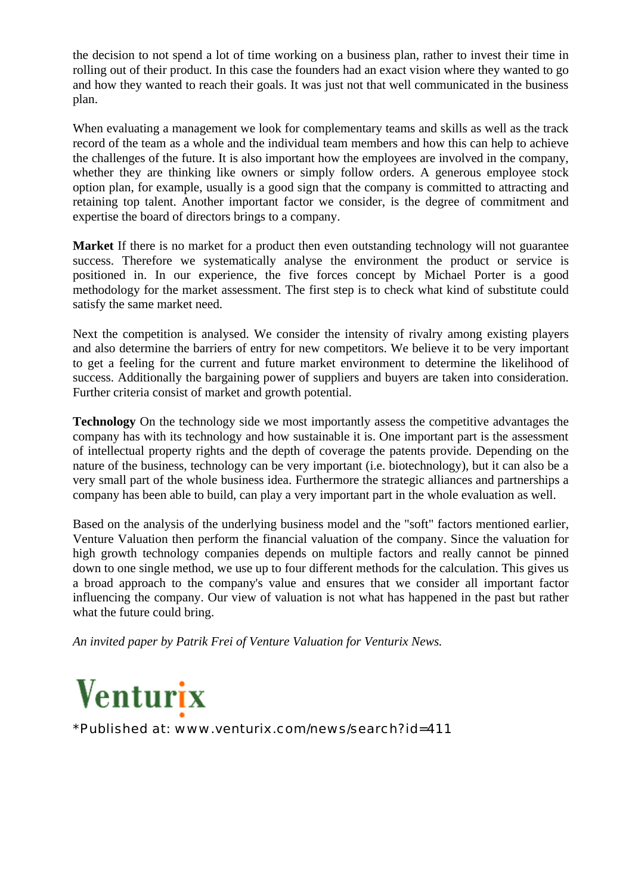the decision to not spend a lot of time working on a business plan, rather to invest their time in rolling out of their product. In this case the founders had an exact vision where they wanted to go and how they wanted to reach their goals. It was just not that well communicated in the business plan.

When evaluating a management we look for complementary teams and skills as well as the track record of the team as a whole and the individual team members and how this can help to achieve the challenges of the future. It is also important how the employees are involved in the company, whether they are thinking like owners or simply follow orders. A generous employee stock option plan, for example, usually is a good sign that the company is committed to attracting and retaining top talent. Another important factor we consider, is the degree of commitment and expertise the board of directors brings to a company.

**Market** If there is no market for a product then even outstanding technology will not guarantee success. Therefore we systematically analyse the environment the product or service is positioned in. In our experience, the five forces concept by Michael Porter is a good methodology for the market assessment. The first step is to check what kind of substitute could satisfy the same market need.

Next the competition is analysed. We consider the intensity of rivalry among existing players and also determine the barriers of entry for new competitors. We believe it to be very important to get a feeling for the current and future market environment to determine the likelihood of success. Additionally the bargaining power of suppliers and buyers are taken into consideration. Further criteria consist of market and growth potential.

**Technology** On the technology side we most importantly assess the competitive advantages the company has with its technology and how sustainable it is. One important part is the assessment of intellectual property rights and the depth of coverage the patents provide. Depending on the nature of the business, technology can be very important (i.e. biotechnology), but it can also be a very small part of the whole business idea. Furthermore the strategic alliances and partnerships a company has been able to build, can play a very important part in the whole evaluation as well.

Based on the analysis of the underlying business model and the "soft" factors mentioned earlier, Venture Valuation then perform the financial valuation of the company. Since the valuation for high growth technology companies depends on multiple factors and really cannot be pinned down to one single method, we use up to four different methods for the calculation. This gives us a broad approach to the company's value and ensures that we consider all important factor influencing the company. Our view of valuation is not what has happened in the past but rather what the future could bring.

*An invited paper by Patrik Frei of Venture Valuation for Venturix News.*

Venturix

*Published at: www.venturix.com/news/search?id=411